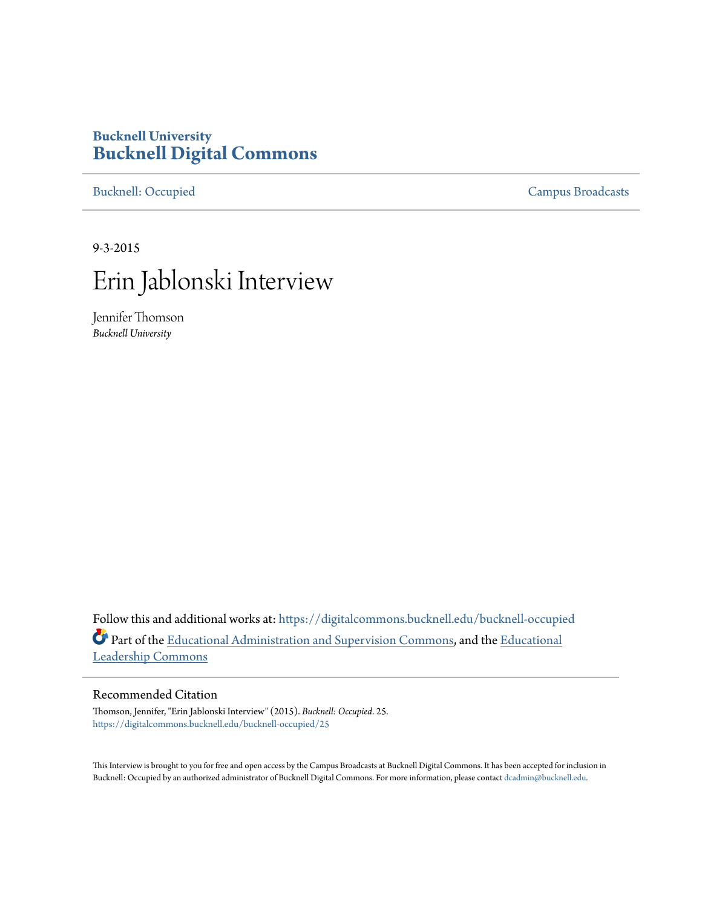**Bucknell University**
**Bucknell Digital Commons**

Bucknell: Occupied | Campus Broadcasts

9-3-2015

# Erin Jablonski Interview

Jennifer Thomson
*Bucknell University*

Follow this and additional works at: https://digitalcommons.bucknell.edu/bucknell-occupied

Part of the Educational Administration and Supervision Commons, and the Educational Leadership Commons

## Recommended Citation

Thomson, Jennifer, "Erin Jablonski Interview" (2015). *Bucknell: Occupied*. 25.
https://digitalcommons.bucknell.edu/bucknell-occupied/25

This Interview is brought to you for free and open access by the Campus Broadcasts at Bucknell Digital Commons. It has been accepted for inclusion in Bucknell: Occupied by an authorized administrator of Bucknell Digital Commons. For more information, please contact dcadmin@bucknell.edu.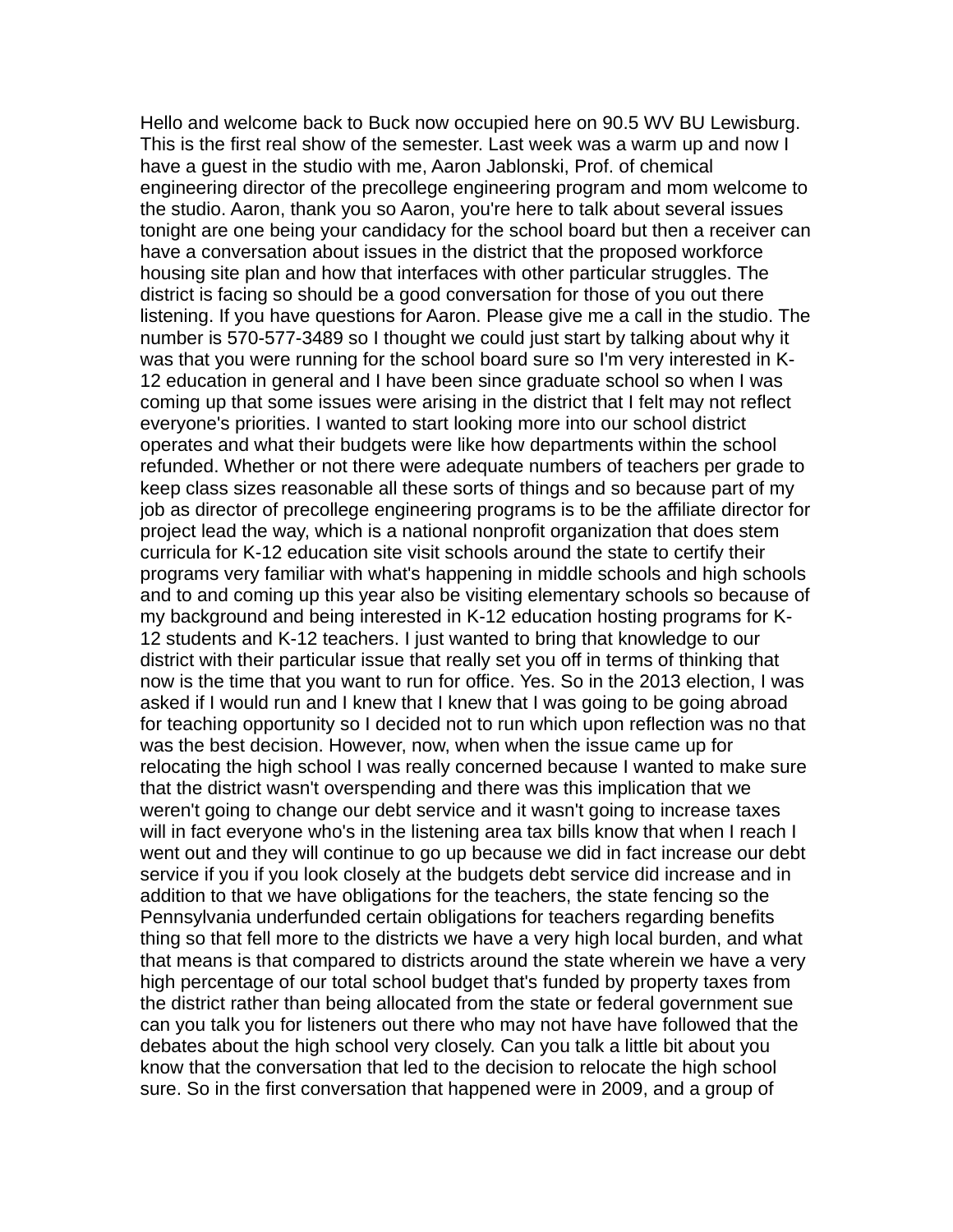Hello and welcome back to Buck now occupied here on 90.5 WV BU Lewisburg. This is the first real show of the semester. Last week was a warm up and now I have a guest in the studio with me, Aaron Jablonski, Prof. of chemical engineering director of the precollege engineering program and mom welcome to the studio. Aaron, thank you so Aaron, you're here to talk about several issues tonight are one being your candidacy for the school board but then a receiver can have a conversation about issues in the district that the proposed workforce housing site plan and how that interfaces with other particular struggles. The district is facing so should be a good conversation for those of you out there listening. If you have questions for Aaron. Please give me a call in the studio. The number is 570-577-3489 so I thought we could just start by talking about why it was that you were running for the school board sure so I'm very interested in K-12 education in general and I have been since graduate school so when I was coming up that some issues were arising in the district that I felt may not reflect everyone's priorities. I wanted to start looking more into our school district operates and what their budgets were like how departments within the school refunded. Whether or not there were adequate numbers of teachers per grade to keep class sizes reasonable all these sorts of things and so because part of my job as director of precollege engineering programs is to be the affiliate director for project lead the way, which is a national nonprofit organization that does stem curricula for K-12 education site visit schools around the state to certify their programs very familiar with what's happening in middle schools and high schools and to and coming up this year also be visiting elementary schools so because of my background and being interested in K-12 education hosting programs for K-12 students and K-12 teachers. I just wanted to bring that knowledge to our district with their particular issue that really set you off in terms of thinking that now is the time that you want to run for office. Yes. So in the 2013 election, I was asked if I would run and I knew that I knew that I was going to be going abroad for teaching opportunity so I decided not to run which upon reflection was no that was the best decision. However, now, when when the issue came up for relocating the high school I was really concerned because I wanted to make sure that the district wasn't overspending and there was this implication that we weren't going to change our debt service and it wasn't going to increase taxes will in fact everyone who's in the listening area tax bills know that when I reach I went out and they will continue to go up because we did in fact increase our debt service if you if you look closely at the budgets debt service did increase and in addition to that we have obligations for the teachers, the state fencing so the Pennsylvania underfunded certain obligations for teachers regarding benefits thing so that fell more to the districts we have a very high local burden, and what that means is that compared to districts around the state wherein we have a very high percentage of our total school budget that's funded by property taxes from the district rather than being allocated from the state or federal government sue can you talk you for listeners out there who may not have have followed that the debates about the high school very closely. Can you talk a little bit about you know that the conversation that led to the decision to relocate the high school sure. So in the first conversation that happened were in 2009, and a group of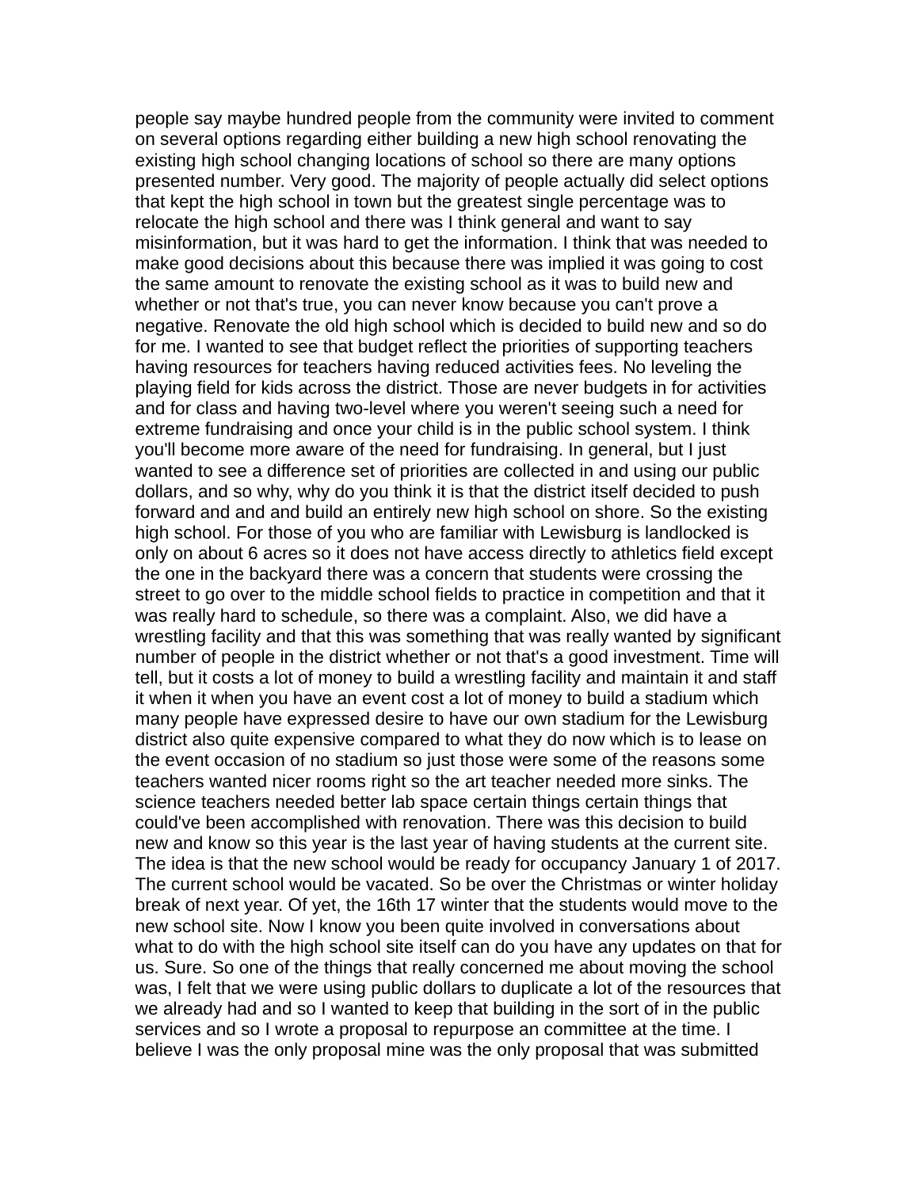people say maybe hundred people from the community were invited to comment on several options regarding either building a new high school renovating the existing high school changing locations of school so there are many options presented number. Very good. The majority of people actually did select options that kept the high school in town but the greatest single percentage was to relocate the high school and there was I think general and want to say misinformation, but it was hard to get the information. I think that was needed to make good decisions about this because there was implied it was going to cost the same amount to renovate the existing school as it was to build new and whether or not that's true, you can never know because you can't prove a negative. Renovate the old high school which is decided to build new and so do for me. I wanted to see that budget reflect the priorities of supporting teachers having resources for teachers having reduced activities fees. No leveling the playing field for kids across the district. Those are never budgets in for activities and for class and having two-level where you weren't seeing such a need for extreme fundraising and once your child is in the public school system. I think you'll become more aware of the need for fundraising. In general, but I just wanted to see a difference set of priorities are collected in and using our public dollars, and so why, why do you think it is that the district itself decided to push forward and and and build an entirely new high school on shore. So the existing high school. For those of you who are familiar with Lewisburg is landlocked is only on about 6 acres so it does not have access directly to athletics field except the one in the backyard there was a concern that students were crossing the street to go over to the middle school fields to practice in competition and that it was really hard to schedule, so there was a complaint. Also, we did have a wrestling facility and that this was something that was really wanted by significant number of people in the district whether or not that's a good investment. Time will tell, but it costs a lot of money to build a wrestling facility and maintain it and staff it when it when you have an event cost a lot of money to build a stadium which many people have expressed desire to have our own stadium for the Lewisburg district also quite expensive compared to what they do now which is to lease on the event occasion of no stadium so just those were some of the reasons some teachers wanted nicer rooms right so the art teacher needed more sinks. The science teachers needed better lab space certain things certain things that could've been accomplished with renovation. There was this decision to build new and know so this year is the last year of having students at the current site. The idea is that the new school would be ready for occupancy January 1 of 2017. The current school would be vacated. So be over the Christmas or winter holiday break of next year. Of yet, the 16th 17 winter that the students would move to the new school site. Now I know you been quite involved in conversations about what to do with the high school site itself can do you have any updates on that for us. Sure. So one of the things that really concerned me about moving the school was, I felt that we were using public dollars to duplicate a lot of the resources that we already had and so I wanted to keep that building in the sort of in the public services and so I wrote a proposal to repurpose an committee at the time. I believe I was the only proposal mine was the only proposal that was submitted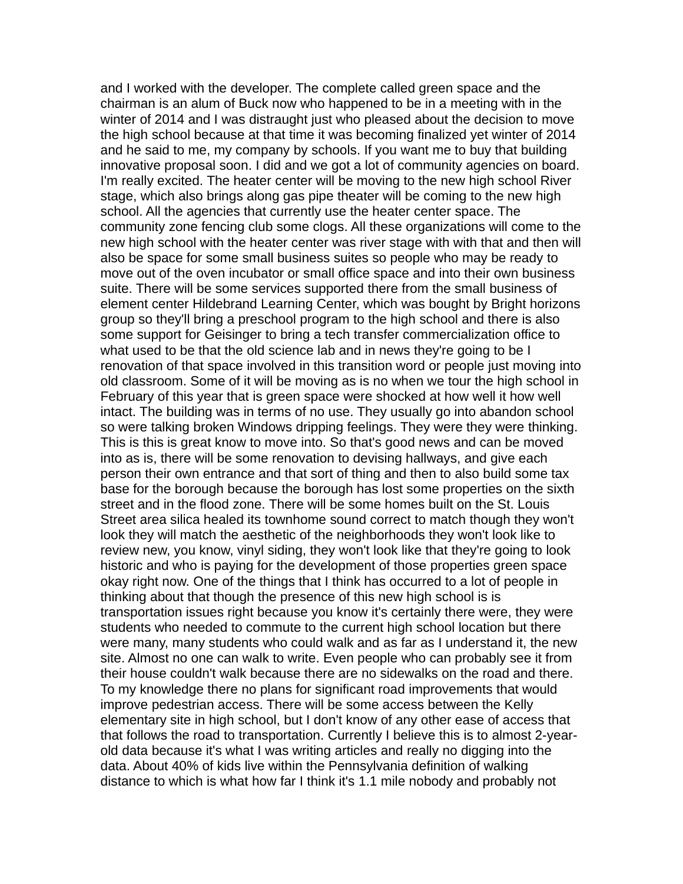and I worked with the developer. The complete called green space and the chairman is an alum of Buck now who happened to be in a meeting with in the winter of 2014 and I was distraught just who pleased about the decision to move the high school because at that time it was becoming finalized yet winter of 2014 and he said to me, my company by schools. If you want me to buy that building innovative proposal soon. I did and we got a lot of community agencies on board. I'm really excited. The heater center will be moving to the new high school River stage, which also brings along gas pipe theater will be coming to the new high school. All the agencies that currently use the heater center space. The community zone fencing club some clogs. All these organizations will come to the new high school with the heater center was river stage with with that and then will also be space for some small business suites so people who may be ready to move out of the oven incubator or small office space and into their own business suite. There will be some services supported there from the small business of element center Hildebrand Learning Center, which was bought by Bright horizons group so they'll bring a preschool program to the high school and there is also some support for Geisinger to bring a tech transfer commercialization office to what used to be that the old science lab and in news they're going to be I renovation of that space involved in this transition word or people just moving into old classroom. Some of it will be moving as is no when we tour the high school in February of this year that is green space were shocked at how well it how well intact. The building was in terms of no use. They usually go into abandon school so were talking broken Windows dripping feelings. They were they were thinking. This is this is great know to move into. So that's good news and can be moved into as is, there will be some renovation to devising hallways, and give each person their own entrance and that sort of thing and then to also build some tax base for the borough because the borough has lost some properties on the sixth street and in the flood zone. There will be some homes built on the St. Louis Street area silica healed its townhome sound correct to match though they won't look they will match the aesthetic of the neighborhoods they won't look like to review new, you know, vinyl siding, they won't look like that they're going to look historic and who is paying for the development of those properties green space okay right now. One of the things that I think has occurred to a lot of people in thinking about that though the presence of this new high school is is transportation issues right because you know it's certainly there were, they were students who needed to commute to the current high school location but there were many, many students who could walk and as far as I understand it, the new site. Almost no one can walk to write. Even people who can probably see it from their house couldn't walk because there are no sidewalks on the road and there. To my knowledge there no plans for significant road improvements that would improve pedestrian access. There will be some access between the Kelly elementary site in high school, but I don't know of any other ease of access that that follows the road to transportation. Currently I believe this is to almost 2-year-old data because it's what I was writing articles and really no digging into the data. About 40% of kids live within the Pennsylvania definition of walking distance to which is what how far I think it's 1.1 mile nobody and probably not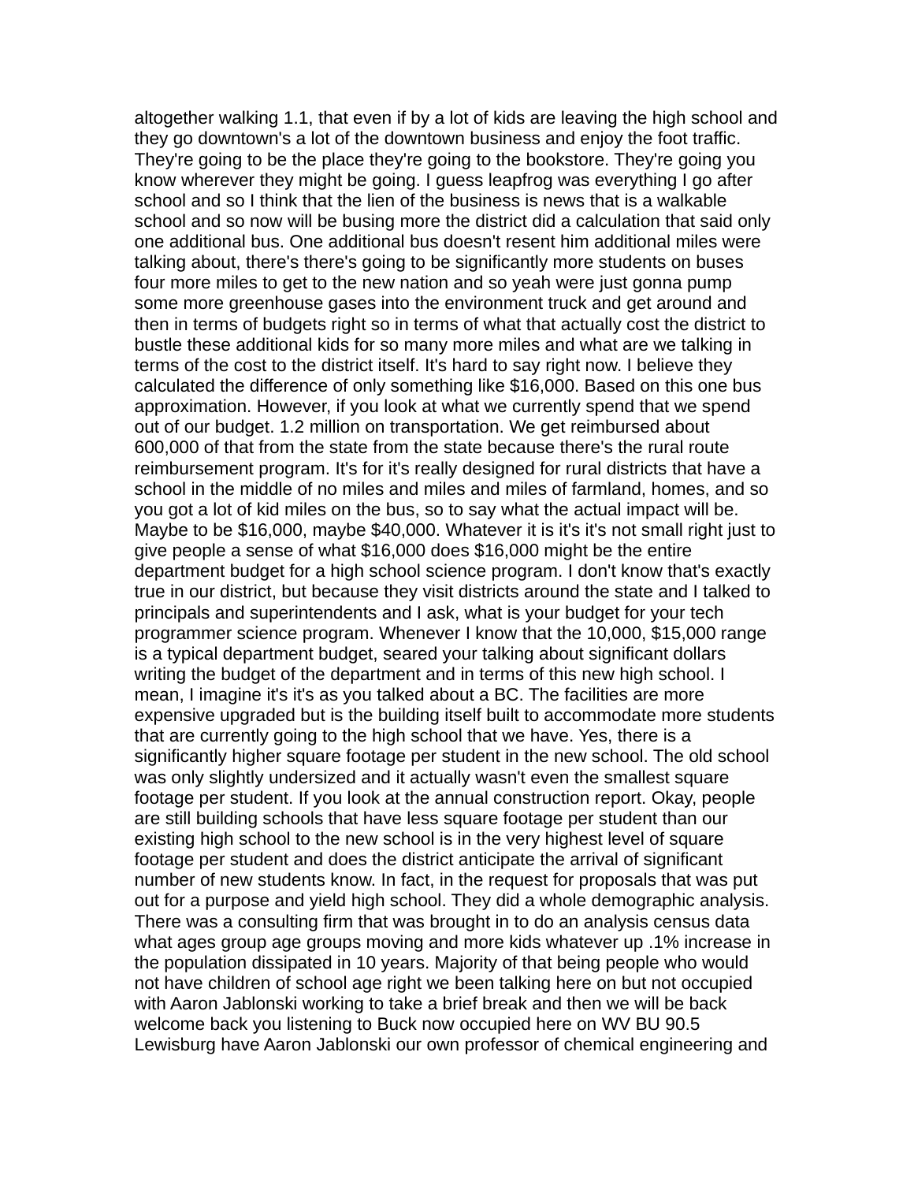altogether walking 1.1, that even if by a lot of kids are leaving the high school and they go downtown's a lot of the downtown business and enjoy the foot traffic. They're going to be the place they're going to the bookstore. They're going you know wherever they might be going. I guess leapfrog was everything I go after school and so I think that the lien of the business is news that is a walkable school and so now will be busing more the district did a calculation that said only one additional bus. One additional bus doesn't resent him additional miles were talking about, there's there's going to be significantly more students on buses four more miles to get to the new nation and so yeah were just gonna pump some more greenhouse gases into the environment truck and get around and then in terms of budgets right so in terms of what that actually cost the district to bustle these additional kids for so many more miles and what are we talking in terms of the cost to the district itself. It's hard to say right now. I believe they calculated the difference of only something like $16,000. Based on this one bus approximation. However, if you look at what we currently spend that we spend out of our budget. 1.2 million on transportation. We get reimbursed about 600,000 of that from the state from the state because there's the rural route reimbursement program. It's for it's really designed for rural districts that have a school in the middle of no miles and miles and miles of farmland, homes, and so you got a lot of kid miles on the bus, so to say what the actual impact will be. Maybe to be $16,000, maybe $40,000. Whatever it is it's it's not small right just to give people a sense of what $16,000 does $16,000 might be the entire department budget for a high school science program. I don't know that's exactly true in our district, but because they visit districts around the state and I talked to principals and superintendents and I ask, what is your budget for your tech programmer science program. Whenever I know that the 10,000, $15,000 range is a typical department budget, seared your talking about significant dollars writing the budget of the department and in terms of this new high school. I mean, I imagine it's it's as you talked about a BC. The facilities are more expensive upgraded but is the building itself built to accommodate more students that are currently going to the high school that we have. Yes, there is a significantly higher square footage per student in the new school. The old school was only slightly undersized and it actually wasn't even the smallest square footage per student. If you look at the annual construction report. Okay, people are still building schools that have less square footage per student than our existing high school to the new school is in the very highest level of square footage per student and does the district anticipate the arrival of significant number of new students know. In fact, in the request for proposals that was put out for a purpose and yield high school. They did a whole demographic analysis. There was a consulting firm that was brought in to do an analysis census data what ages group age groups moving and more kids whatever up .1% increase in the population dissipated in 10 years. Majority of that being people who would not have children of school age right we been talking here on but not occupied with Aaron Jablonski working to take a brief break and then we will be back welcome back you listening to Buck now occupied here on WV BU 90.5 Lewisburg have Aaron Jablonski our own professor of chemical engineering and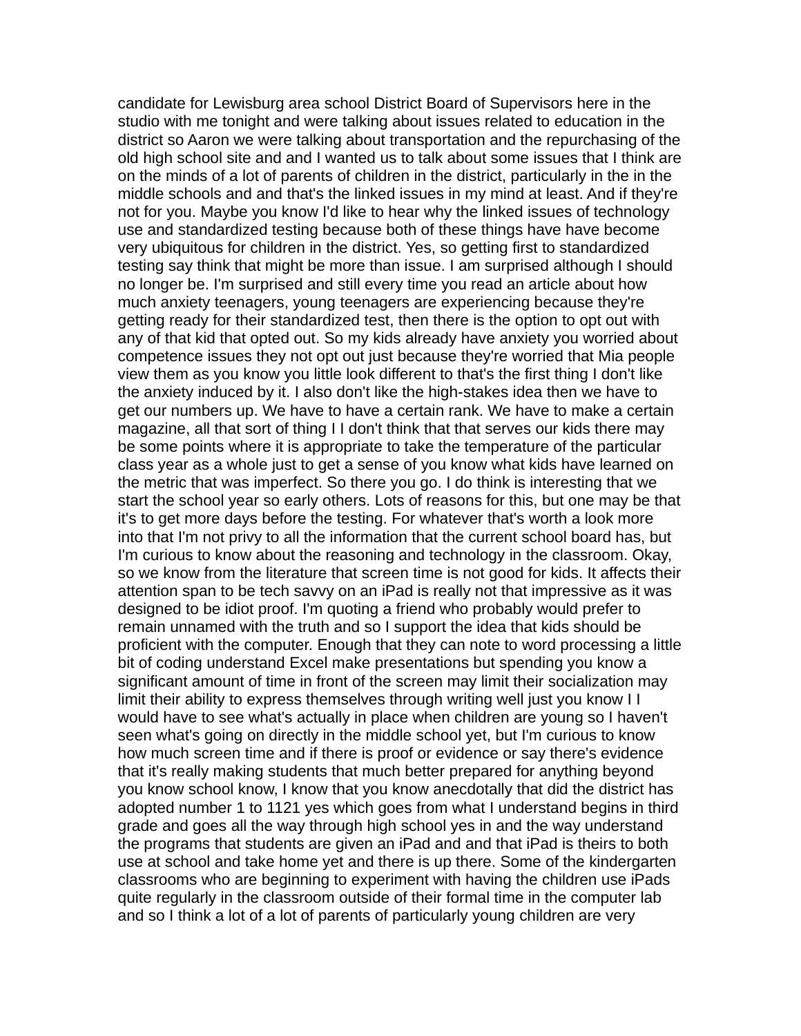candidate for Lewisburg area school District Board of Supervisors here in the studio with me tonight and were talking about issues related to education in the district so Aaron we were talking about transportation and the repurchasing of the old high school site and and I wanted us to talk about some issues that I think are on the minds of a lot of parents of children in the district, particularly in the in the middle schools and and that's the linked issues in my mind at least. And if they're not for you. Maybe you know I'd like to hear why the linked issues of technology use and standardized testing because both of these things have have become very ubiquitous for children in the district. Yes, so getting first to standardized testing say think that might be more than issue. I am surprised although I should no longer be. I'm surprised and still every time you read an article about how much anxiety teenagers, young teenagers are experiencing because they're getting ready for their standardized test, then there is the option to opt out with any of that kid that opted out. So my kids already have anxiety you worried about competence issues they not opt out just because they're worried that Mia people view them as you know you little look different to that's the first thing I don't like the anxiety induced by it. I also don't like the high-stakes idea then we have to get our numbers up. We have to have a certain rank. We have to make a certain magazine, all that sort of thing I I don't think that that serves our kids there may be some points where it is appropriate to take the temperature of the particular class year as a whole just to get a sense of you know what kids have learned on the metric that was imperfect. So there you go. I do think is interesting that we start the school year so early others. Lots of reasons for this, but one may be that it's to get more days before the testing. For whatever that's worth a look more into that I'm not privy to all the information that the current school board has, but I'm curious to know about the reasoning and technology in the classroom. Okay, so we know from the literature that screen time is not good for kids. It affects their attention span to be tech savvy on an iPad is really not that impressive as it was designed to be idiot proof. I'm quoting a friend who probably would prefer to remain unnamed with the truth and so I support the idea that kids should be proficient with the computer. Enough that they can note to word processing a little bit of coding understand Excel make presentations but spending you know a significant amount of time in front of the screen may limit their socialization may limit their ability to express themselves through writing well just you know I I would have to see what's actually in place when children are young so I haven't seen what's going on directly in the middle school yet, but I'm curious to know how much screen time and if there is proof or evidence or say there's evidence that it's really making students that much better prepared for anything beyond you know school know, I know that you know anecdotally that did the district has adopted number 1 to 1121 yes which goes from what I understand begins in third grade and goes all the way through high school yes in and the way understand the programs that students are given an iPad and and that iPad is theirs to both use at school and take home yet and there is up there. Some of the kindergarten classrooms who are beginning to experiment with having the children use iPads quite regularly in the classroom outside of their formal time in the computer lab and so I think a lot of a lot of parents of particularly young children are very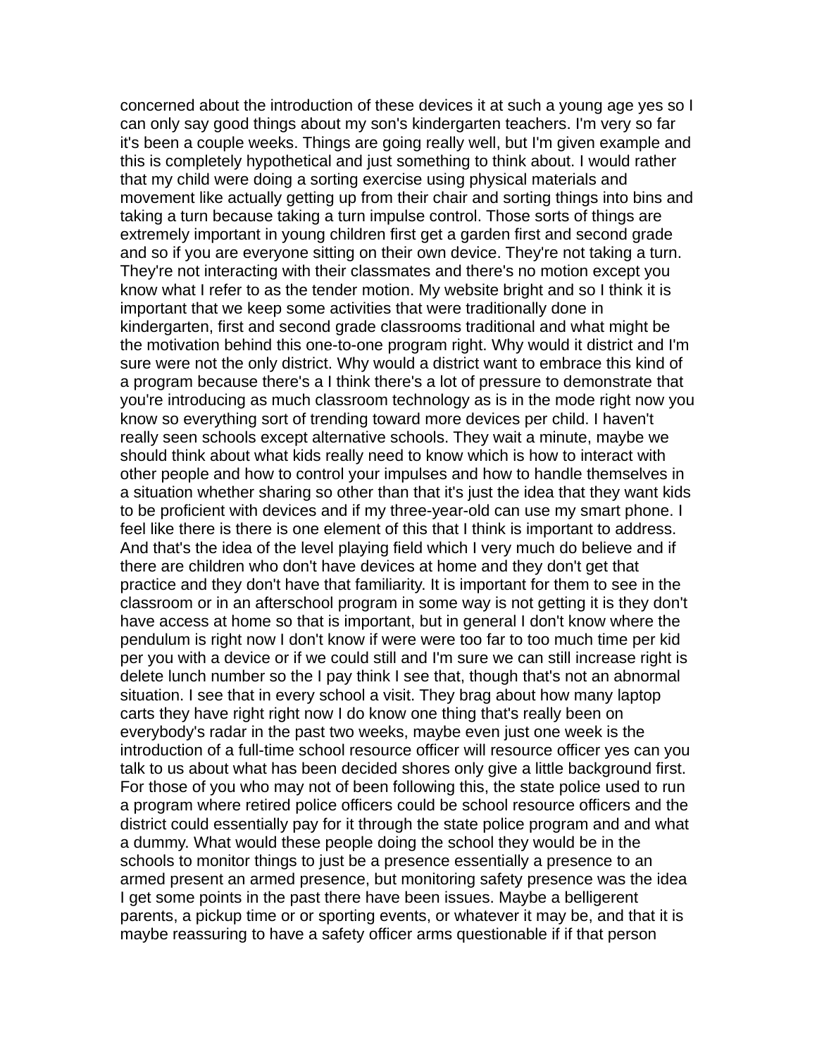concerned about the introduction of these devices it at such a young age yes so I can only say good things about my son's kindergarten teachers. I'm very so far it's been a couple weeks. Things are going really well, but I'm given example and this is completely hypothetical and just something to think about. I would rather that my child were doing a sorting exercise using physical materials and movement like actually getting up from their chair and sorting things into bins and taking a turn because taking a turn impulse control. Those sorts of things are extremely important in young children first get a garden first and second grade and so if you are everyone sitting on their own device. They're not taking a turn. They're not interacting with their classmates and there's no motion except you know what I refer to as the tender motion. My website bright and so I think it is important that we keep some activities that were traditionally done in kindergarten, first and second grade classrooms traditional and what might be the motivation behind this one-to-one program right. Why would it district and I'm sure were not the only district. Why would a district want to embrace this kind of a program because there's a I think there's a lot of pressure to demonstrate that you're introducing as much classroom technology as is in the mode right now you know so everything sort of trending toward more devices per child. I haven't really seen schools except alternative schools. They wait a minute, maybe we should think about what kids really need to know which is how to interact with other people and how to control your impulses and how to handle themselves in a situation whether sharing so other than that it's just the idea that they want kids to be proficient with devices and if my three-year-old can use my smart phone. I feel like there is there is one element of this that I think is important to address. And that's the idea of the level playing field which I very much do believe and if there are children who don't have devices at home and they don't get that practice and they don't have that familiarity. It is important for them to see in the classroom or in an afterschool program in some way is not getting it is they don't have access at home so that is important, but in general I don't know where the pendulum is right now I don't know if were were too far to too much time per kid per you with a device or if we could still and I'm sure we can still increase right is delete lunch number so the I pay think I see that, though that's not an abnormal situation. I see that in every school a visit. They brag about how many laptop carts they have right right now I do know one thing that's really been on everybody's radar in the past two weeks, maybe even just one week is the introduction of a full-time school resource officer will resource officer yes can you talk to us about what has been decided shores only give a little background first. For those of you who may not of been following this, the state police used to run a program where retired police officers could be school resource officers and the district could essentially pay for it through the state police program and and what a dummy. What would these people doing the school they would be in the schools to monitor things to just be a presence essentially a presence to an armed present an armed presence, but monitoring safety presence was the idea I get some points in the past there have been issues. Maybe a belligerent parents, a pickup time or or sporting events, or whatever it may be, and that it is maybe reassuring to have a safety officer arms questionable if if that person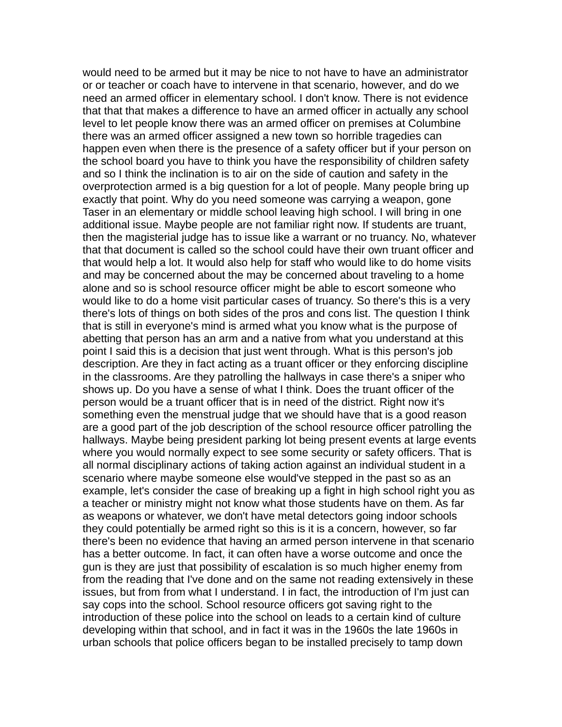would need to be armed but it may be nice to not have to have an administrator or or teacher or coach have to intervene in that scenario, however, and do we need an armed officer in elementary school. I don't know. There is not evidence that that that makes a difference to have an armed officer in actually any school level to let people know there was an armed officer on premises at Columbine there was an armed officer assigned a new town so horrible tragedies can happen even when there is the presence of a safety officer but if your person on the school board you have to think you have the responsibility of children safety and so I think the inclination is to air on the side of caution and safety in the overprotection armed is a big question for a lot of people. Many people bring up exactly that point. Why do you need someone was carrying a weapon, gone Taser in an elementary or middle school leaving high school. I will bring in one additional issue. Maybe people are not familiar right now. If students are truant, then the magisterial judge has to issue like a warrant or no truancy. No, whatever that that document is called so the school could have their own truant officer and that would help a lot. It would also help for staff who would like to do home visits and may be concerned about the may be concerned about traveling to a home alone and so is school resource officer might be able to escort someone who would like to do a home visit particular cases of truancy. So there's this is a very there's lots of things on both sides of the pros and cons list. The question I think that is still in everyone's mind is armed what you know what is the purpose of abetting that person has an arm and a native from what you understand at this point I said this is a decision that just went through. What is this person's job description. Are they in fact acting as a truant officer or they enforcing discipline in the classrooms. Are they patrolling the hallways in case there's a sniper who shows up. Do you have a sense of what I think. Does the truant officer of the person would be a truant officer that is in need of the district. Right now it's something even the menstrual judge that we should have that is a good reason are a good part of the job description of the school resource officer patrolling the hallways. Maybe being president parking lot being present events at large events where you would normally expect to see some security or safety officers. That is all normal disciplinary actions of taking action against an individual student in a scenario where maybe someone else would've stepped in the past so as an example, let's consider the case of breaking up a fight in high school right you as a teacher or ministry might not know what those students have on them. As far as weapons or whatever, we don't have metal detectors going indoor schools they could potentially be armed right so this is it is a concern, however, so far there's been no evidence that having an armed person intervene in that scenario has a better outcome. In fact, it can often have a worse outcome and once the gun is they are just that possibility of escalation is so much higher enemy from from the reading that I've done and on the same not reading extensively in these issues, but from from what I understand. I in fact, the introduction of I'm just can say cops into the school. School resource officers got saving right to the introduction of these police into the school on leads to a certain kind of culture developing within that school, and in fact it was in the 1960s the late 1960s in urban schools that police officers began to be installed precisely to tamp down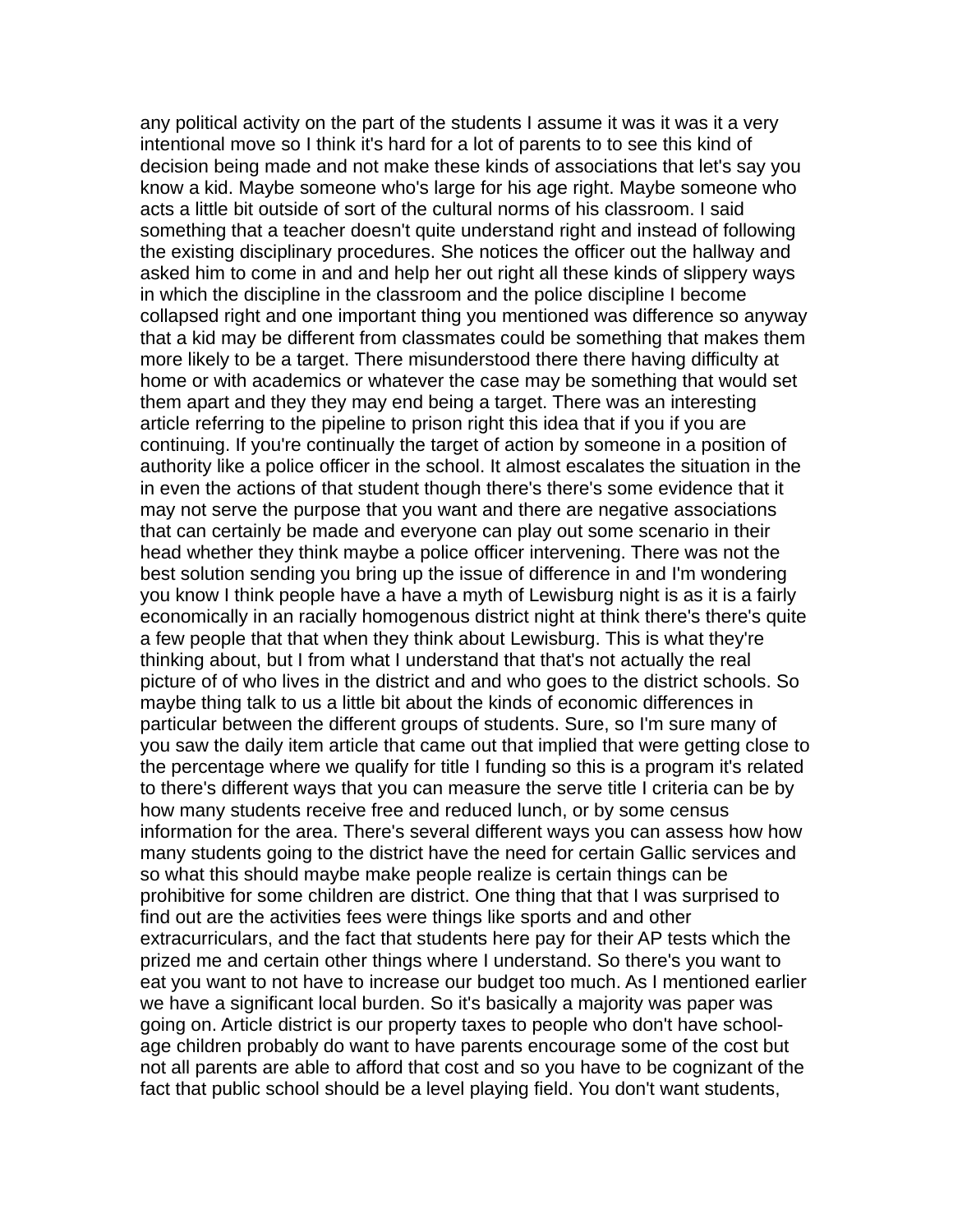any political activity on the part of the students I assume it was it was it a very intentional move so I think it's hard for a lot of parents to to see this kind of decision being made and not make these kinds of associations that let's say you know a kid. Maybe someone who's large for his age right. Maybe someone who acts a little bit outside of sort of the cultural norms of his classroom. I said something that a teacher doesn't quite understand right and instead of following the existing disciplinary procedures. She notices the officer out the hallway and asked him to come in and and help her out right all these kinds of slippery ways in which the discipline in the classroom and the police discipline I become collapsed right and one important thing you mentioned was difference so anyway that a kid may be different from classmates could be something that makes them more likely to be a target. There misunderstood there there having difficulty at home or with academics or whatever the case may be something that would set them apart and they they may end being a target. There was an interesting article referring to the pipeline to prison right this idea that if you if you are continuing. If you're continually the target of action by someone in a position of authority like a police officer in the school. It almost escalates the situation in the in even the actions of that student though there's there's some evidence that it may not serve the purpose that you want and there are negative associations that can certainly be made and everyone can play out some scenario in their head whether they think maybe a police officer intervening. There was not the best solution sending you bring up the issue of difference in and I'm wondering you know I think people have a have a myth of Lewisburg night is as it is a fairly economically in an racially homogenous district night at think there's there's quite a few people that that when they think about Lewisburg. This is what they're thinking about, but I from what I understand that that's not actually the real picture of of who lives in the district and and who goes to the district schools. So maybe thing talk to us a little bit about the kinds of economic differences in particular between the different groups of students. Sure, so I'm sure many of you saw the daily item article that came out that implied that were getting close to the percentage where we qualify for title I funding so this is a program it's related to there's different ways that you can measure the serve title I criteria can be by how many students receive free and reduced lunch, or by some census information for the area. There's several different ways you can assess how how many students going to the district have the need for certain Gallic services and so what this should maybe make people realize is certain things can be prohibitive for some children are district. One thing that that I was surprised to find out are the activities fees were things like sports and and other extracurriculars, and the fact that students here pay for their AP tests which the prized me and certain other things where I understand. So there's you want to eat you want to not have to increase our budget too much. As I mentioned earlier we have a significant local burden. So it's basically a majority was paper was going on. Article district is our property taxes to people who don't have school-age children probably do want to have parents encourage some of the cost but not all parents are able to afford that cost and so you have to be cognizant of the fact that public school should be a level playing field. You don't want students,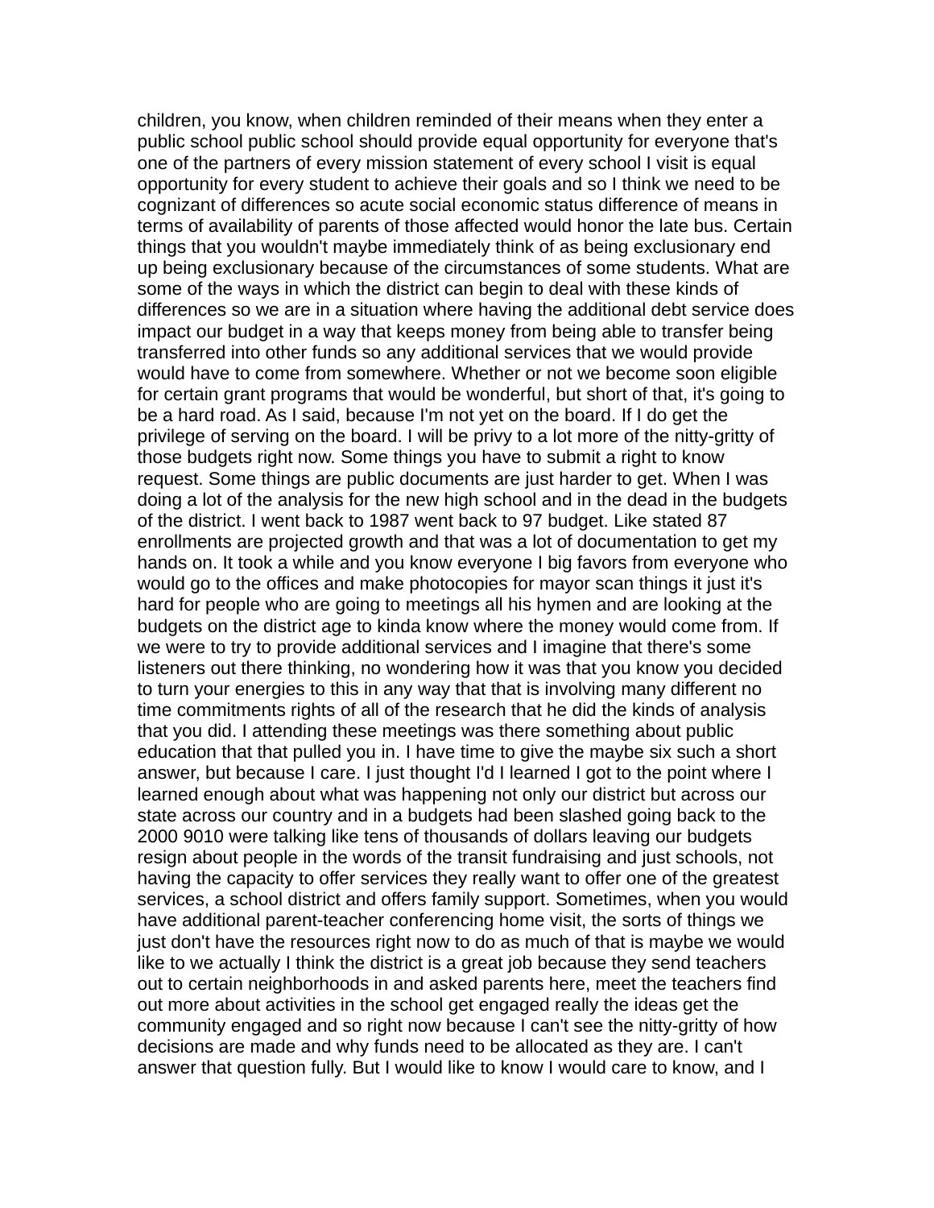children, you know, when children reminded of their means when they enter a public school public school should provide equal opportunity for everyone that's one of the partners of every mission statement of every school I visit is equal opportunity for every student to achieve their goals and so I think we need to be cognizant of differences so acute social economic status difference of means in terms of availability of parents of those affected would honor the late bus. Certain things that you wouldn't maybe immediately think of as being exclusionary end up being exclusionary because of the circumstances of some students. What are some of the ways in which the district can begin to deal with these kinds of differences so we are in a situation where having the additional debt service does impact our budget in a way that keeps money from being able to transfer being transferred into other funds so any additional services that we would provide would have to come from somewhere. Whether or not we become soon eligible for certain grant programs that would be wonderful, but short of that, it's going to be a hard road. As I said, because I'm not yet on the board. If I do get the privilege of serving on the board. I will be privy to a lot more of the nitty-gritty of those budgets right now. Some things you have to submit a right to know request. Some things are public documents are just harder to get. When I was doing a lot of the analysis for the new high school and in the dead in the budgets of the district. I went back to 1987 went back to 97 budget. Like stated 87 enrollments are projected growth and that was a lot of documentation to get my hands on. It took a while and you know everyone I big favors from everyone who would go to the offices and make photocopies for mayor scan things it just it's hard for people who are going to meetings all his hymen and are looking at the budgets on the district age to kinda know where the money would come from. If we were to try to provide additional services and I imagine that there's some listeners out there thinking, no wondering how it was that you know you decided to turn your energies to this in any way that that is involving many different no time commitments rights of all of the research that he did the kinds of analysis that you did. I attending these meetings was there something about public education that that pulled you in. I have time to give the maybe six such a short answer, but because I care. I just thought I'd I learned I got to the point where I learned enough about what was happening not only our district but across our state across our country and in a budgets had been slashed going back to the 2000 9010 were talking like tens of thousands of dollars leaving our budgets resign about people in the words of the transit fundraising and just schools, not having the capacity to offer services they really want to offer one of the greatest services, a school district and offers family support. Sometimes, when you would have additional parent-teacher conferencing home visit, the sorts of things we just don't have the resources right now to do as much of that is maybe we would like to we actually I think the district is a great job because they send teachers out to certain neighborhoods in and asked parents here, meet the teachers find out more about activities in the school get engaged really the ideas get the community engaged and so right now because I can't see the nitty-gritty of how decisions are made and why funds need to be allocated as they are. I can't answer that question fully. But I would like to know I would care to know, and I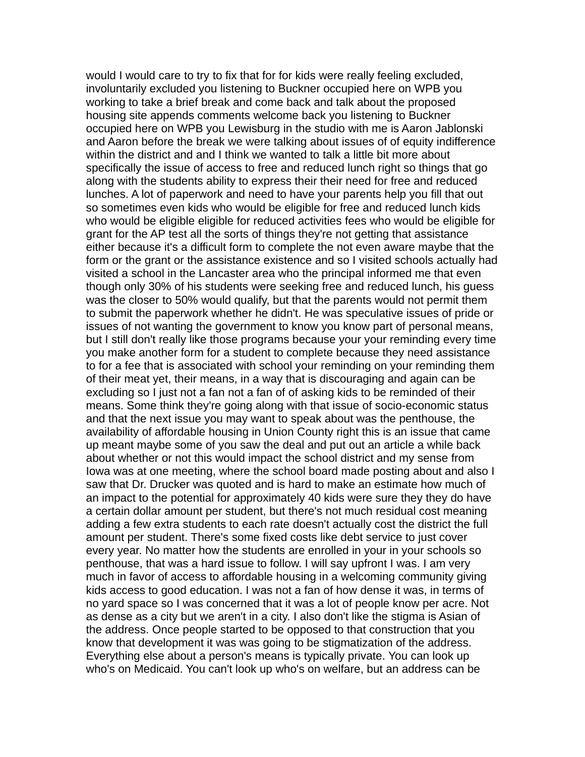would I would care to try to fix that for for kids were really feeling excluded, involuntarily excluded you listening to Buckner occupied here on WPB you working to take a brief break and come back and talk about the proposed housing site appends comments welcome back you listening to Buckner occupied here on WPB you Lewisburg in the studio with me is Aaron Jablonski and Aaron before the break we were talking about issues of of equity indifference within the district and and I think we wanted to talk a little bit more about specifically the issue of access to free and reduced lunch right so things that go along with the students ability to express their their need for free and reduced lunches. A lot of paperwork and need to have your parents help you fill that out so sometimes even kids who would be eligible for free and reduced lunch kids who would be eligible eligible for reduced activities fees who would be eligible for grant for the AP test all the sorts of things they're not getting that assistance either because it's a difficult form to complete the not even aware maybe that the form or the grant or the assistance existence and so I visited schools actually had visited a school in the Lancaster area who the principal informed me that even though only 30% of his students were seeking free and reduced lunch, his guess was the closer to 50% would qualify, but that the parents would not permit them to submit the paperwork whether he didn't. He was speculative issues of pride or issues of not wanting the government to know you know part of personal means, but I still don't really like those programs because your your reminding every time you make another form for a student to complete because they need assistance to for a fee that is associated with school your reminding on your reminding them of their meat yet, their means, in a way that is discouraging and again can be excluding so I just not a fan not a fan of of asking kids to be reminded of their means. Some think they're going along with that issue of socio-economic status and that the next issue you may want to speak about was the penthouse, the availability of affordable housing in Union County right this is an issue that came up meant maybe some of you saw the deal and put out an article a while back about whether or not this would impact the school district and my sense from Iowa was at one meeting, where the school board made posting about and also I saw that Dr. Drucker was quoted and is hard to make an estimate how much of an impact to the potential for approximately 40 kids were sure they they do have a certain dollar amount per student, but there's not much residual cost meaning adding a few extra students to each rate doesn't actually cost the district the full amount per student. There's some fixed costs like debt service to just cover every year. No matter how the students are enrolled in your in your schools so penthouse, that was a hard issue to follow. I will say upfront I was. I am very much in favor of access to affordable housing in a welcoming community giving kids access to good education. I was not a fan of how dense it was, in terms of no yard space so I was concerned that it was a lot of people know per acre. Not as dense as a city but we aren't in a city. I also don't like the stigma is Asian of the address. Once people started to be opposed to that construction that you know that development it was was going to be stigmatization of the address. Everything else about a person's means is typically private. You can look up who's on Medicaid. You can't look up who's on welfare, but an address can be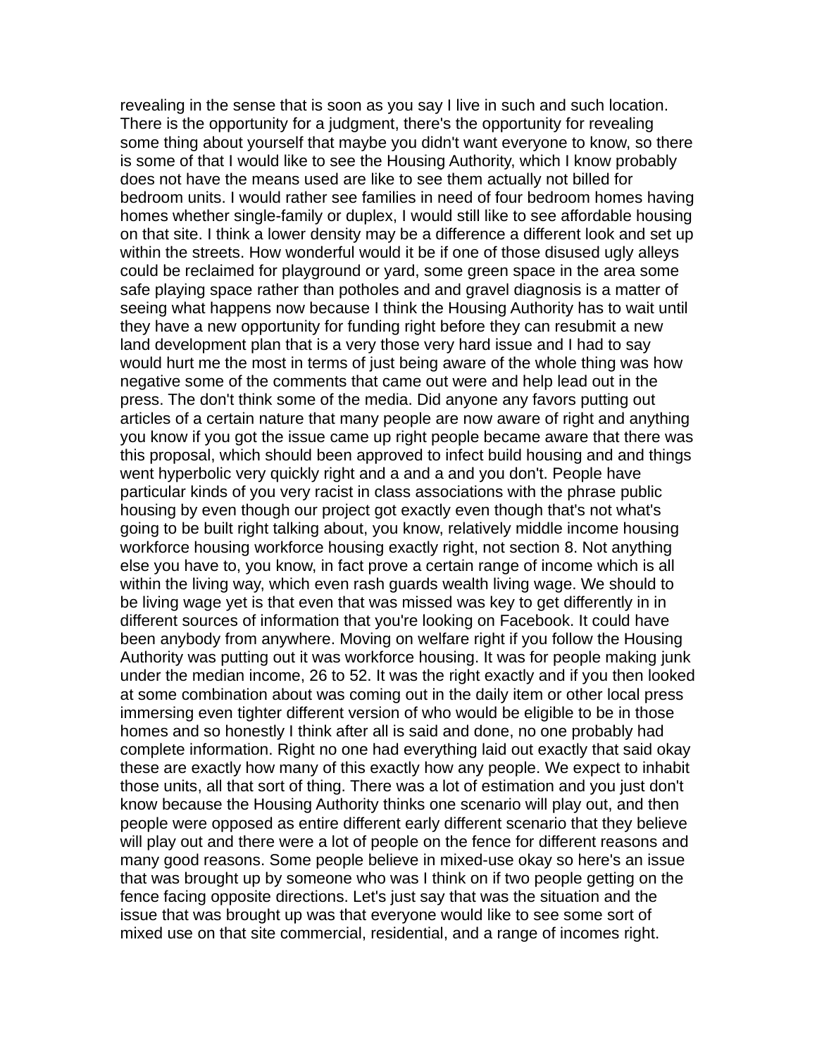revealing in the sense that is soon as you say I live in such and such location. There is the opportunity for a judgment, there's the opportunity for revealing some thing about yourself that maybe you didn't want everyone to know, so there is some of that I would like to see the Housing Authority, which I know probably does not have the means used are like to see them actually not billed for bedroom units. I would rather see families in need of four bedroom homes having homes whether single-family or duplex, I would still like to see affordable housing on that site. I think a lower density may be a difference a different look and set up within the streets. How wonderful would it be if one of those disused ugly alleys could be reclaimed for playground or yard, some green space in the area some safe playing space rather than potholes and and gravel diagnosis is a matter of seeing what happens now because I think the Housing Authority has to wait until they have a new opportunity for funding right before they can resubmit a new land development plan that is a very those very hard issue and I had to say would hurt me the most in terms of just being aware of the whole thing was how negative some of the comments that came out were and help lead out in the press. The don't think some of the media. Did anyone any favors putting out articles of a certain nature that many people are now aware of right and anything you know if you got the issue came up right people became aware that there was this proposal, which should been approved to infect build housing and and things went hyperbolic very quickly right and a and a and you don't. People have particular kinds of you very racist in class associations with the phrase public housing by even though our project got exactly even though that's not what's going to be built right talking about, you know, relatively middle income housing workforce housing workforce housing exactly right, not section 8. Not anything else you have to, you know, in fact prove a certain range of income which is all within the living way, which even rash guards wealth living wage. We should to be living wage yet is that even that was missed was key to get differently in in different sources of information that you're looking on Facebook. It could have been anybody from anywhere. Moving on welfare right if you follow the Housing Authority was putting out it was workforce housing. It was for people making junk under the median income, 26 to 52. It was the right exactly and if you then looked at some combination about was coming out in the daily item or other local press immersing even tighter different version of who would be eligible to be in those homes and so honestly I think after all is said and done, no one probably had complete information. Right no one had everything laid out exactly that said okay these are exactly how many of this exactly how any people. We expect to inhabit those units, all that sort of thing. There was a lot of estimation and you just don't know because the Housing Authority thinks one scenario will play out, and then people were opposed as entire different early different scenario that they believe will play out and there were a lot of people on the fence for different reasons and many good reasons. Some people believe in mixed-use okay so here's an issue that was brought up by someone who was I think on if two people getting on the fence facing opposite directions. Let's just say that was the situation and the issue that was brought up was that everyone would like to see some sort of mixed use on that site commercial, residential, and a range of incomes right.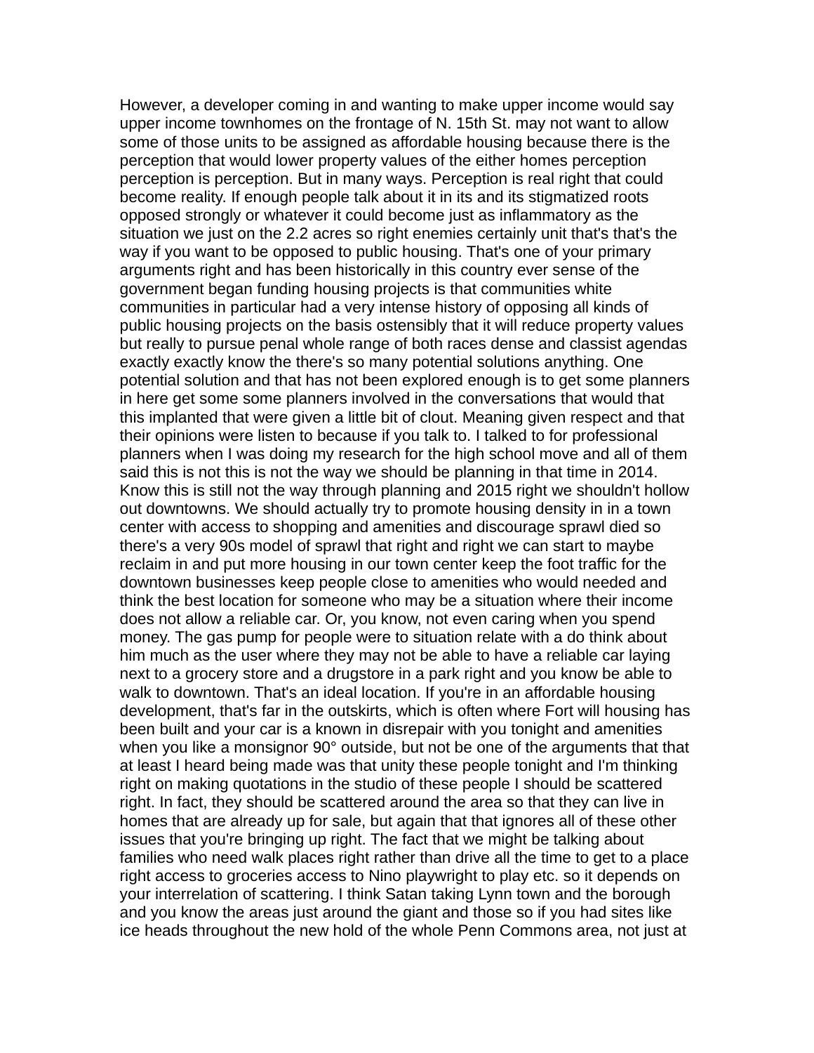However, a developer coming in and wanting to make upper income would say upper income townhomes on the frontage of N. 15th St. may not want to allow some of those units to be assigned as affordable housing because there is the perception that would lower property values of the either homes perception perception is perception. But in many ways. Perception is real right that could become reality. If enough people talk about it in its and its stigmatized roots opposed strongly or whatever it could become just as inflammatory as the situation we just on the 2.2 acres so right enemies certainly unit that's that's the way if you want to be opposed to public housing. That's one of your primary arguments right and has been historically in this country ever sense of the government began funding housing projects is that communities white communities in particular had a very intense history of opposing all kinds of public housing projects on the basis ostensibly that it will reduce property values but really to pursue penal whole range of both races dense and classist agendas exactly exactly know the there's so many potential solutions anything. One potential solution and that has not been explored enough is to get some planners in here get some some planners involved in the conversations that would that this implanted that were given a little bit of clout. Meaning given respect and that their opinions were listen to because if you talk to. I talked to for professional planners when I was doing my research for the high school move and all of them said this is not this is not the way we should be planning in that time in 2014. Know this is still not the way through planning and 2015 right we shouldn't hollow out downtowns. We should actually try to promote housing density in in a town center with access to shopping and amenities and discourage sprawl died so there's a very 90s model of sprawl that right and right we can start to maybe reclaim in and put more housing in our town center keep the foot traffic for the downtown businesses keep people close to amenities who would needed and think the best location for someone who may be a situation where their income does not allow a reliable car. Or, you know, not even caring when you spend money. The gas pump for people were to situation relate with a do think about him much as the user where they may not be able to have a reliable car laying next to a grocery store and a drugstore in a park right and you know be able to walk to downtown. That's an ideal location. If you're in an affordable housing development, that's far in the outskirts, which is often where Fort will housing has been built and your car is a known in disrepair with you tonight and amenities when you like a monsignor 90° outside, but not be one of the arguments that that at least I heard being made was that unity these people tonight and I'm thinking right on making quotations in the studio of these people I should be scattered right. In fact, they should be scattered around the area so that they can live in homes that are already up for sale, but again that that ignores all of these other issues that you're bringing up right. The fact that we might be talking about families who need walk places right rather than drive all the time to get to a place right access to groceries access to Nino playwright to play etc. so it depends on your interrelation of scattering. I think Satan taking Lynn town and the borough and you know the areas just around the giant and those so if you had sites like ice heads throughout the new hold of the whole Penn Commons area, not just at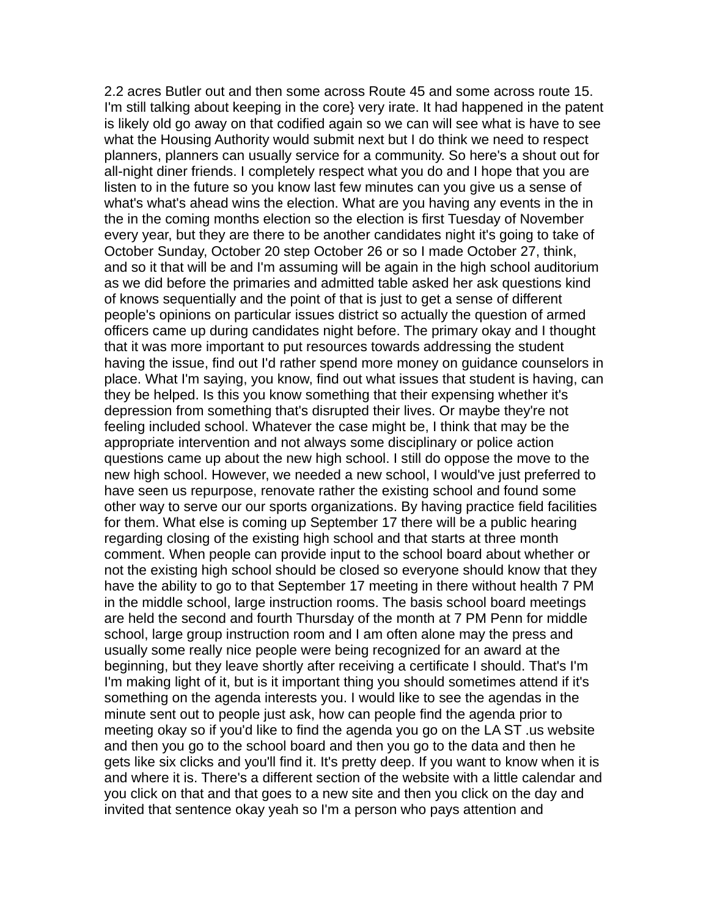2.2 acres Butler out and then some across Route 45 and some across route 15. I'm still talking about keeping in the core} very irate. It had happened in the patent is likely old go away on that codified again so we can will see what is have to see what the Housing Authority would submit next but I do think we need to respect planners, planners can usually service for a community. So here's a shout out for all-night diner friends. I completely respect what you do and I hope that you are listen to in the future so you know last few minutes can you give us a sense of what's what's ahead wins the election. What are you having any events in the in the in the coming months election so the election is first Tuesday of November every year, but they are there to be another candidates night it's going to take of October Sunday, October 20 step October 26 or so I made October 27, think, and so it that will be and I'm assuming will be again in the high school auditorium as we did before the primaries and admitted table asked her ask questions kind of knows sequentially and the point of that is just to get a sense of different people's opinions on particular issues district so actually the question of armed officers came up during candidates night before. The primary okay and I thought that it was more important to put resources towards addressing the student having the issue, find out I'd rather spend more money on guidance counselors in place. What I'm saying, you know, find out what issues that student is having, can they be helped. Is this you know something that their expensing whether it's depression from something that's disrupted their lives. Or maybe they're not feeling included school. Whatever the case might be, I think that may be the appropriate intervention and not always some disciplinary or police action questions came up about the new high school. I still do oppose the move to the new high school. However, we needed a new school, I would've just preferred to have seen us repurpose, renovate rather the existing school and found some other way to serve our our sports organizations. By having practice field facilities for them. What else is coming up September 17 there will be a public hearing regarding closing of the existing high school and that starts at three month comment. When people can provide input to the school board about whether or not the existing high school should be closed so everyone should know that they have the ability to go to that September 17 meeting in there without health 7 PM in the middle school, large instruction rooms. The basis school board meetings are held the second and fourth Thursday of the month at 7 PM Penn for middle school, large group instruction room and I am often alone may the press and usually some really nice people were being recognized for an award at the beginning, but they leave shortly after receiving a certificate I should. That's I'm I'm making light of it, but is it important thing you should sometimes attend if it's something on the agenda interests you. I would like to see the agendas in the minute sent out to people just ask, how can people find the agenda prior to meeting okay so if you'd like to find the agenda you go on the LA ST .us website and then you go to the school board and then you go to the data and then he gets like six clicks and you'll find it. It's pretty deep. If you want to know when it is and where it is. There's a different section of the website with a little calendar and you click on that and that goes to a new site and then you click on the day and invited that sentence okay yeah so I'm a person who pays attention and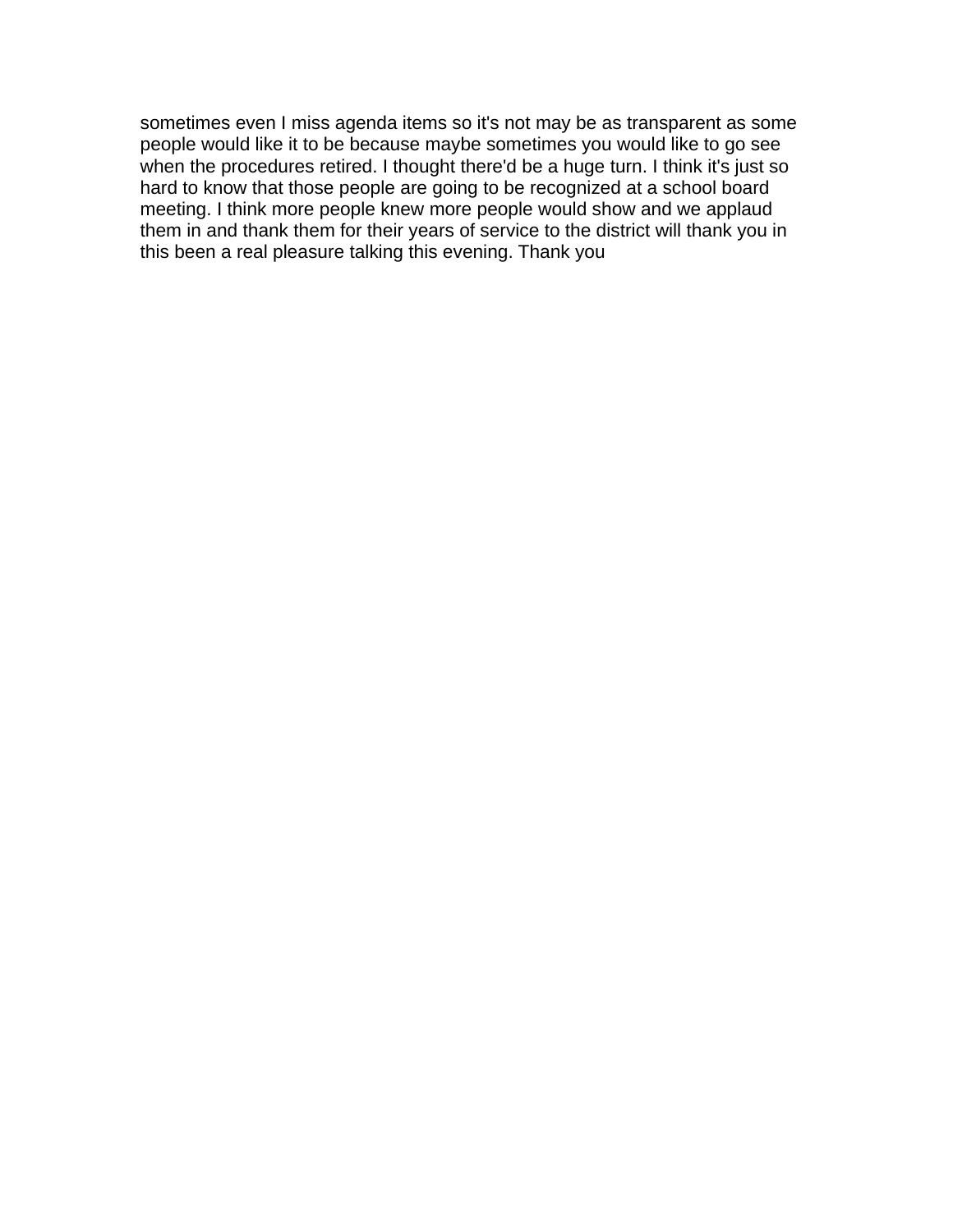sometimes even I miss agenda items so it's not may be as transparent as some people would like it to be because maybe sometimes you would like to go see when the procedures retired. I thought there'd be a huge turn. I think it's just so hard to know that those people are going to be recognized at a school board meeting. I think more people knew more people would show and we applaud them in and thank them for their years of service to the district will thank you in this been a real pleasure talking this evening. Thank you